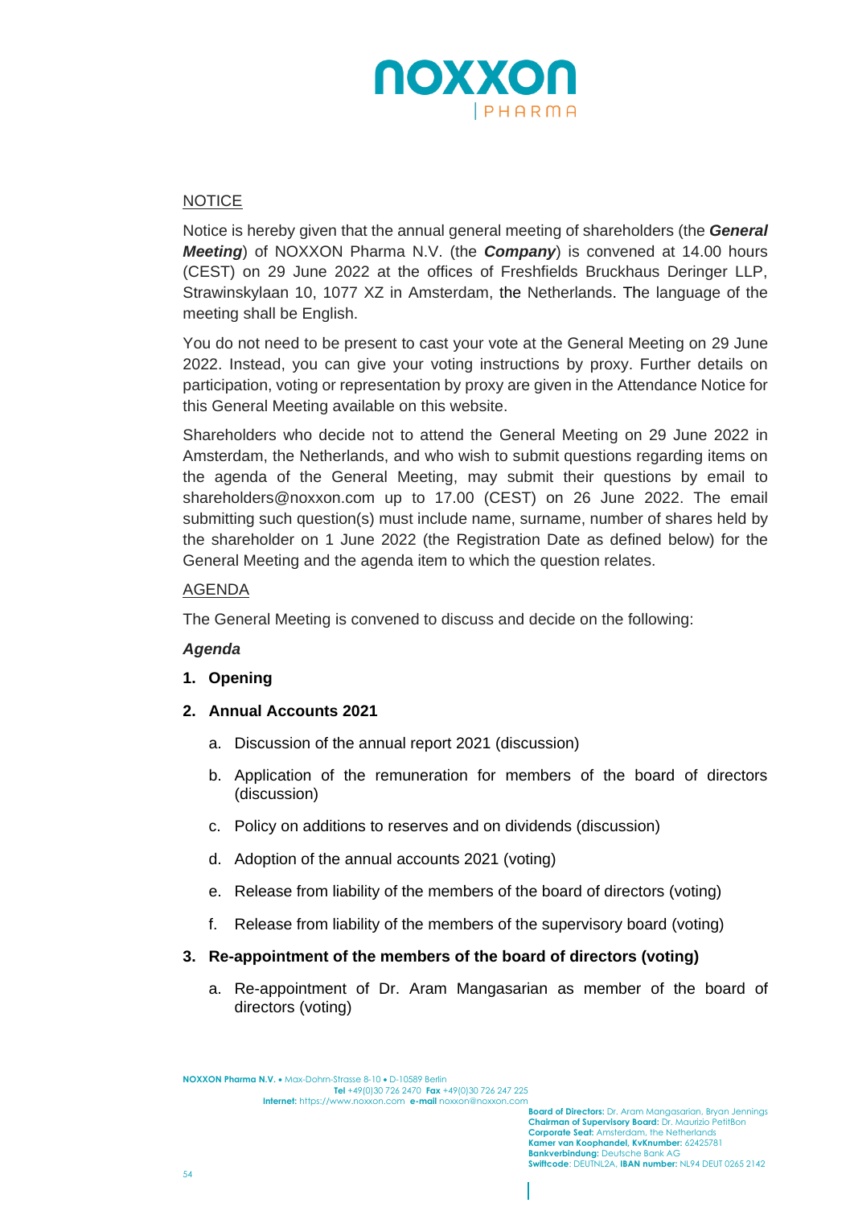NOTICE

Notice is hereby given that the annual general meeting of shareholders (the ***General Meeting***) of NOXXON Pharma N.V. (the ***Company***) is convened at 14.00 hours (CEST) on 29 June 2022 at the offices of Freshfields Bruckhaus Deringer LLP, Strawinskylaan 10, 1077 XZ in Amsterdam, the Netherlands. The language of the meeting shall be English.

You do not need to be present to cast your vote at the General Meeting on 29 June 2022. Instead, you can give your voting instructions by proxy. Further details on participation, voting or representation by proxy are given in the Attendance Notice for this General Meeting available on this website.

Shareholders who decide not to attend the General Meeting on 29 June 2022 in Amsterdam, the Netherlands, and who wish to submit questions regarding items on the agenda of the General Meeting, may submit their questions by email to shareholders@noxxon.com up to 17.00 (CEST) on 26 June 2022. The email submitting such question(s) must include name, surname, number of shares held by the shareholder on 1 June 2022 (the Registration Date as defined below) for the General Meeting and the agenda item to which the question relates.

AGENDA

The General Meeting is convened to discuss and decide on the following:

***Agenda***

1. **Opening**
2. **Annual Accounts 2021**
    a. Discussion of the annual report 2021 (discussion)
    b. Application of the remuneration for members of the board of directors (discussion)
    c. Policy on additions to reserves and on dividends (discussion)
    d. Adoption of the annual accounts 2021 (voting)
    e. Release from liability of the members of the board of directors (voting)
    f. Release from liability of the members of the supervisory board (voting)
3. **Re-appointment of the members of the board of directors (voting)**
    a. Re-appointment of Dr. Aram Mangasarian as member of the board of directors (voting)

**NOXXON Pharma N.V.** • Max-Dohrn-Strasse 8-10 • D-10589 Berlin
**Tel** +49(0)30 726 2470 **Fax** +49(0)30 726 247 225
**Internet:** https://www.noxxon.com **e-mail** noxxon@noxxon.com

**Board of Directors:** Dr. Aram Mangasarian, Bryan Jennings
**Chairman of Supervisory Board:** Dr. Maurizio PetitBon
**Corporate Seat:** Amsterdam, the Netherlands
**Kamer van Koophandel, KvKnumber:** 62425781
**Bankverbindung:** Deutsche Bank AG
**Swiftcode:** DEUTNL2A, **IBAN number:** NL94 DEUT 0265 2142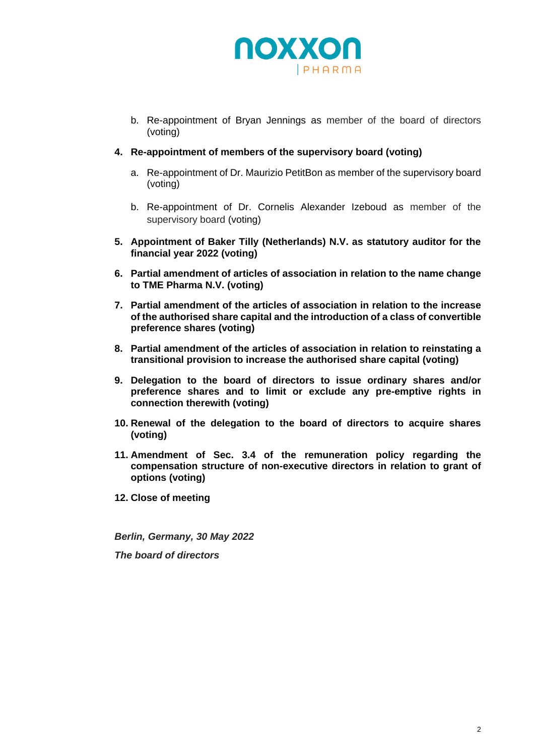b. Re-appointment of Bryan Jennings as member of the board of directors (voting)

4. **Re-appointment of members of the supervisory board (voting)**

   a. Re-appointment of Dr. Maurizio PetitBon as member of the supervisory board (voting)

   b. Re-appointment of Dr. Cornelis Alexander Izeboud as member of the supervisory board (voting)

5. **Appointment of Baker Tilly (Netherlands) N.V. as statutory auditor for the financial year 2022 (voting)**

6. **Partial amendment of articles of association in relation to the name change to TME Pharma N.V. (voting)**

7. **Partial amendment of the articles of association in relation to the increase of the authorised share capital and the introduction of a class of convertible preference shares (voting)**

8. **Partial amendment of the articles of association in relation to reinstating a transitional provision to increase the authorised share capital (voting)**

9. **Delegation to the board of directors to issue ordinary shares and/or preference shares and to limit or exclude any pre-emptive rights in connection therewith (voting)**

10. **Renewal of the delegation to the board of directors to acquire shares (voting)**

11. **Amendment of Sec. 3.4 of the remuneration policy regarding the compensation structure of non-executive directors in relation to grant of options (voting)**

12. **Close of meeting**

***Berlin, Germany, 30 May 2022***

***The board of directors***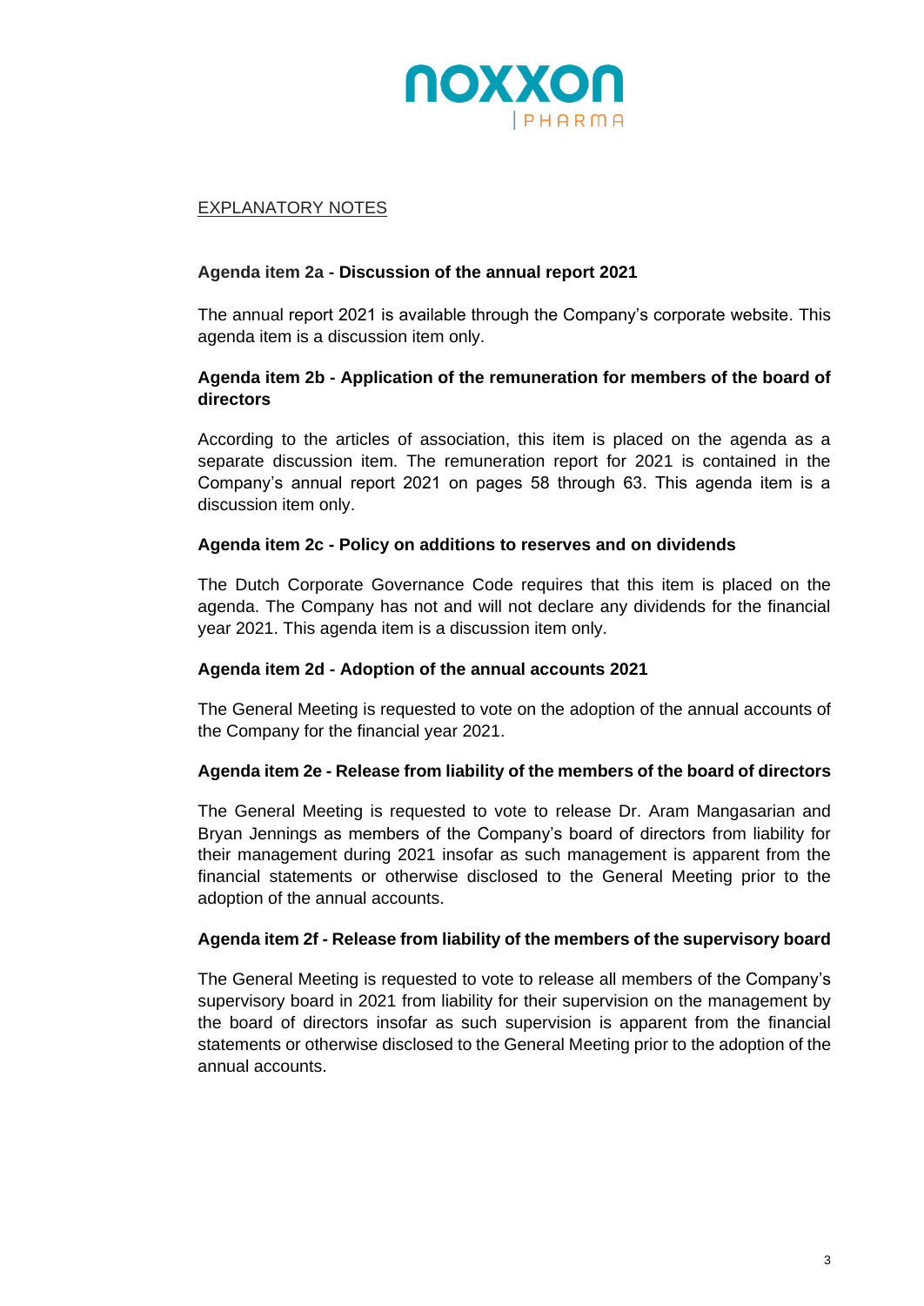EXPLANATORY NOTES

**Agenda item 2a - Discussion of the annual report 2021**

The annual report 2021 is available through the Company's corporate website. This agenda item is a discussion item only.

**Agenda item 2b - Application of the remuneration for members of the board of directors**

According to the articles of association, this item is placed on the agenda as a separate discussion item. The remuneration report for 2021 is contained in the Company's annual report 2021 on pages 58 through 63. This agenda item is a discussion item only.

**Agenda item 2c - Policy on additions to reserves and on dividends**

The Dutch Corporate Governance Code requires that this item is placed on the agenda. The Company has not and will not declare any dividends for the financial year 2021. This agenda item is a discussion item only.

**Agenda item 2d - Adoption of the annual accounts 2021**

The General Meeting is requested to vote on the adoption of the annual accounts of the Company for the financial year 2021.

**Agenda item 2e - Release from liability of the members of the board of directors**

The General Meeting is requested to vote to release Dr. Aram Mangasarian and Bryan Jennings as members of the Company's board of directors from liability for their management during 2021 insofar as such management is apparent from the financial statements or otherwise disclosed to the General Meeting prior to the adoption of the annual accounts.

**Agenda item 2f - Release from liability of the members of the supervisory board**

The General Meeting is requested to vote to release all members of the Company's supervisory board in 2021 from liability for their supervision on the management by the board of directors insofar as such supervision is apparent from the financial statements or otherwise disclosed to the General Meeting prior to the adoption of the annual accounts.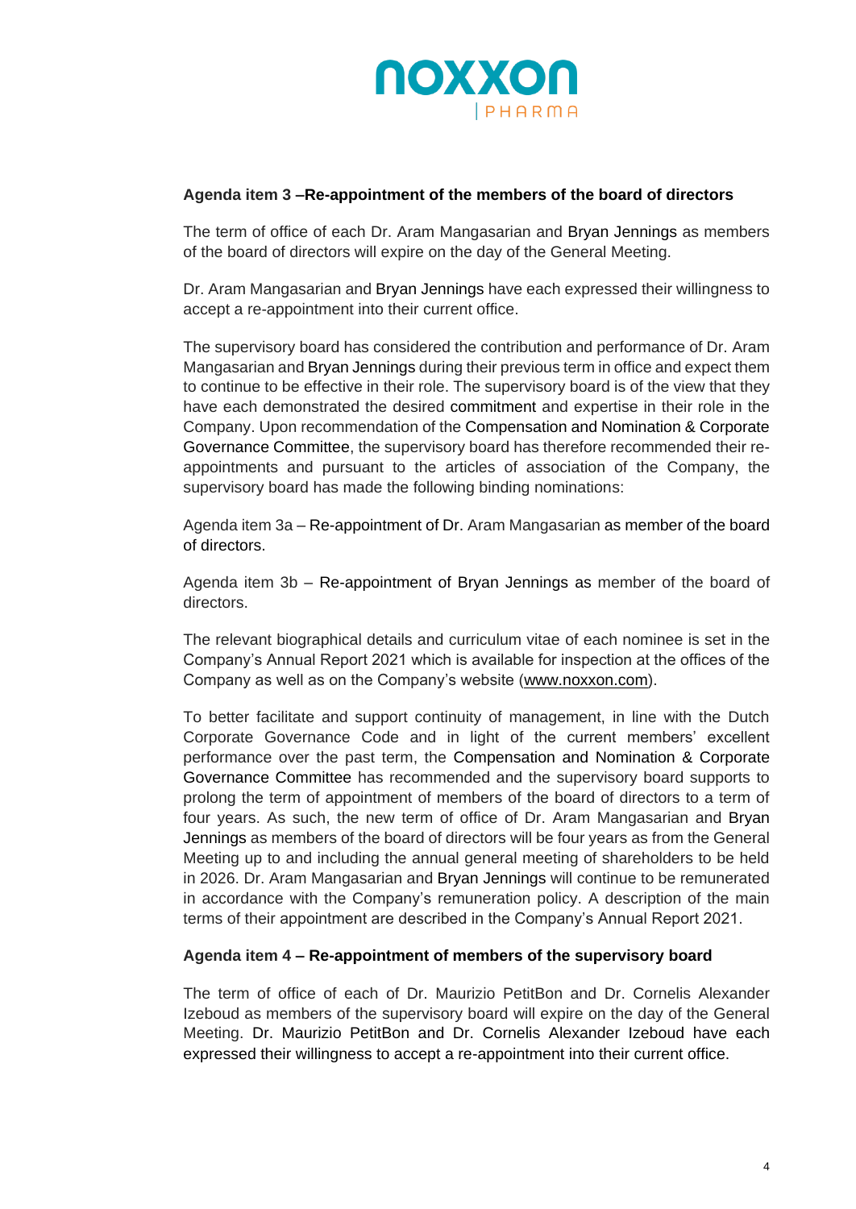**Agenda item 3 –Re-appointment of the members of the board of directors**

The term of office of each Dr. Aram Mangasarian and Bryan Jennings as members of the board of directors will expire on the day of the General Meeting.

Dr. Aram Mangasarian and Bryan Jennings have each expressed their willingness to accept a re-appointment into their current office.

The supervisory board has considered the contribution and performance of Dr. Aram Mangasarian and Bryan Jennings during their previous term in office and expect them to continue to be effective in their role. The supervisory board is of the view that they have each demonstrated the desired commitment and expertise in their role in the Company. Upon recommendation of the Compensation and Nomination & Corporate Governance Committee, the supervisory board has therefore recommended their re-appointments and pursuant to the articles of association of the Company, the supervisory board has made the following binding nominations:

Agenda item 3a – Re-appointment of Dr. Aram Mangasarian as member of the board of directors.

Agenda item 3b – Re-appointment of Bryan Jennings as member of the board of directors.

The relevant biographical details and curriculum vitae of each nominee is set in the Company's Annual Report 2021 which is available for inspection at the offices of the Company as well as on the Company's website (www.noxxon.com).

To better facilitate and support continuity of management, in line with the Dutch Corporate Governance Code and in light of the current members' excellent performance over the past term, the Compensation and Nomination & Corporate Governance Committee has recommended and the supervisory board supports to prolong the term of appointment of members of the board of directors to a term of four years. As such, the new term of office of Dr. Aram Mangasarian and Bryan Jennings as members of the board of directors will be four years as from the General Meeting up to and including the annual general meeting of shareholders to be held in 2026. Dr. Aram Mangasarian and Bryan Jennings will continue to be remunerated in accordance with the Company's remuneration policy. A description of the main terms of their appointment are described in the Company's Annual Report 2021.

**Agenda item 4 – Re-appointment of members of the supervisory board**

The term of office of each of Dr. Maurizio PetitBon and Dr. Cornelis Alexander Izeboud as members of the supervisory board will expire on the day of the General Meeting. Dr. Maurizio PetitBon and Dr. Cornelis Alexander Izeboud have each expressed their willingness to accept a re-appointment into their current office.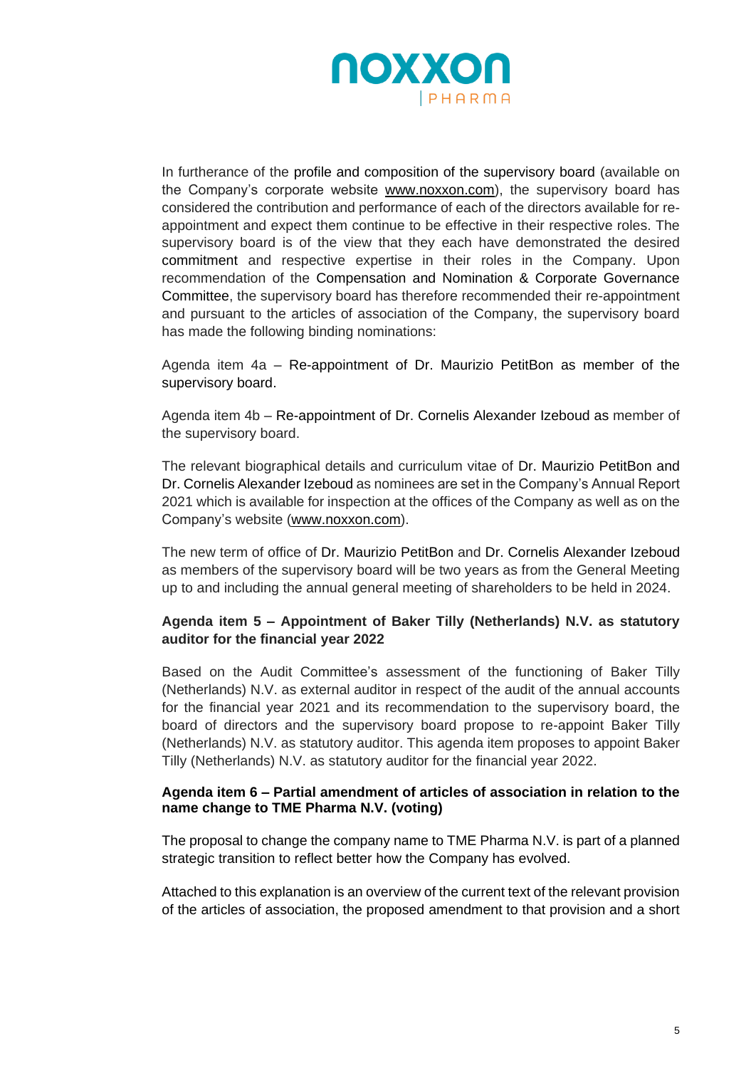In furtherance of the profile and composition of the supervisory board (available on the Company's corporate website www.noxxon.com), the supervisory board has considered the contribution and performance of each of the directors available for re-appointment and expect them continue to be effective in their respective roles. The supervisory board is of the view that they each have demonstrated the desired commitment and respective expertise in their roles in the Company. Upon recommendation of the Compensation and Nomination & Corporate Governance Committee, the supervisory board has therefore recommended their re-appointment and pursuant to the articles of association of the Company, the supervisory board has made the following binding nominations:

Agenda item 4a – Re-appointment of Dr. Maurizio PetitBon as member of the supervisory board.

Agenda item 4b – Re-appointment of Dr. Cornelis Alexander Izeboud as member of the supervisory board.

The relevant biographical details and curriculum vitae of Dr. Maurizio PetitBon and Dr. Cornelis Alexander Izeboud as nominees are set in the Company's Annual Report 2021 which is available for inspection at the offices of the Company as well as on the Company's website (www.noxxon.com).

The new term of office of Dr. Maurizio PetitBon and Dr. Cornelis Alexander Izeboud as members of the supervisory board will be two years as from the General Meeting up to and including the annual general meeting of shareholders to be held in 2024.

**Agenda item 5 – Appointment of Baker Tilly (Netherlands) N.V. as statutory auditor for the financial year 2022**

Based on the Audit Committee's assessment of the functioning of Baker Tilly (Netherlands) N.V. as external auditor in respect of the audit of the annual accounts for the financial year 2021 and its recommendation to the supervisory board, the board of directors and the supervisory board propose to re-appoint Baker Tilly (Netherlands) N.V. as statutory auditor. This agenda item proposes to appoint Baker Tilly (Netherlands) N.V. as statutory auditor for the financial year 2022.

**Agenda item 6 – Partial amendment of articles of association in relation to the name change to TME Pharma N.V. (voting)**

The proposal to change the company name to TME Pharma N.V. is part of a planned strategic transition to reflect better how the Company has evolved.

Attached to this explanation is an overview of the current text of the relevant provision of the articles of association, the proposed amendment to that provision and a short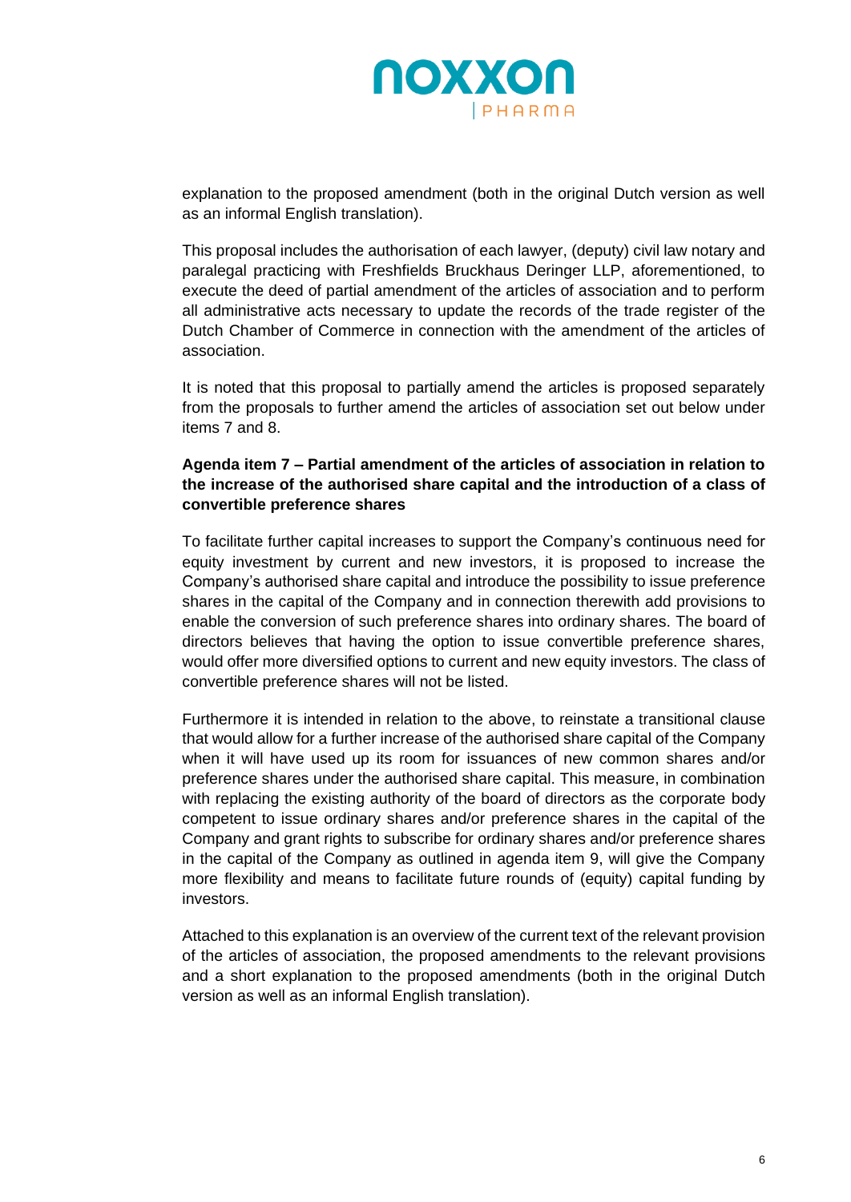explanation to the proposed amendment (both in the original Dutch version as well as an informal English translation).

This proposal includes the authorisation of each lawyer, (deputy) civil law notary and paralegal practicing with Freshfields Bruckhaus Deringer LLP, aforementioned, to execute the deed of partial amendment of the articles of association and to perform all administrative acts necessary to update the records of the trade register of the Dutch Chamber of Commerce in connection with the amendment of the articles of association.

It is noted that this proposal to partially amend the articles is proposed separately from the proposals to further amend the articles of association set out below under items 7 and 8.

**Agenda item 7 – Partial amendment of the articles of association in relation to the increase of the authorised share capital and the introduction of a class of convertible preference shares**

To facilitate further capital increases to support the Company's continuous need for equity investment by current and new investors, it is proposed to increase the Company's authorised share capital and introduce the possibility to issue preference shares in the capital of the Company and in connection therewith add provisions to enable the conversion of such preference shares into ordinary shares. The board of directors believes that having the option to issue convertible preference shares, would offer more diversified options to current and new equity investors. The class of convertible preference shares will not be listed.

Furthermore it is intended in relation to the above, to reinstate a transitional clause that would allow for a further increase of the authorised share capital of the Company when it will have used up its room for issuances of new common shares and/or preference shares under the authorised share capital. This measure, in combination with replacing the existing authority of the board of directors as the corporate body competent to issue ordinary shares and/or preference shares in the capital of the Company and grant rights to subscribe for ordinary shares and/or preference shares in the capital of the Company as outlined in agenda item 9, will give the Company more flexibility and means to facilitate future rounds of (equity) capital funding by investors.

Attached to this explanation is an overview of the current text of the relevant provision of the articles of association, the proposed amendments to the relevant provisions and a short explanation to the proposed amendments (both in the original Dutch version as well as an informal English translation).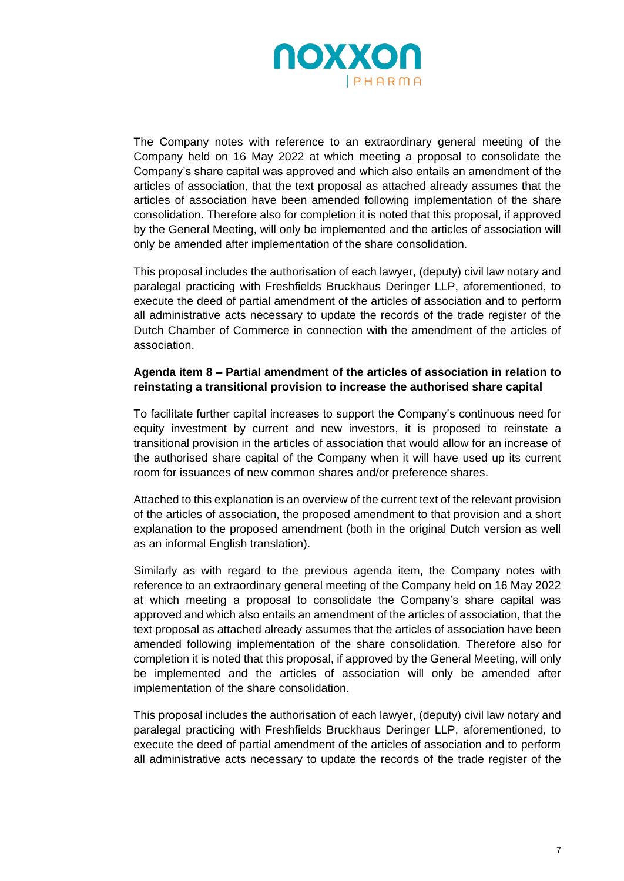The Company notes with reference to an extraordinary general meeting of the Company held on 16 May 2022 at which meeting a proposal to consolidate the Company's share capital was approved and which also entails an amendment of the articles of association, that the text proposal as attached already assumes that the articles of association have been amended following implementation of the share consolidation. Therefore also for completion it is noted that this proposal, if approved by the General Meeting, will only be implemented and the articles of association will only be amended after implementation of the share consolidation.

This proposal includes the authorisation of each lawyer, (deputy) civil law notary and paralegal practicing with Freshfields Bruckhaus Deringer LLP, aforementioned, to execute the deed of partial amendment of the articles of association and to perform all administrative acts necessary to update the records of the trade register of the Dutch Chamber of Commerce in connection with the amendment of the articles of association.

**Agenda item 8 – Partial amendment of the articles of association in relation to reinstating a transitional provision to increase the authorised share capital**

To facilitate further capital increases to support the Company's continuous need for equity investment by current and new investors, it is proposed to reinstate a transitional provision in the articles of association that would allow for an increase of the authorised share capital of the Company when it will have used up its current room for issuances of new common shares and/or preference shares.

Attached to this explanation is an overview of the current text of the relevant provision of the articles of association, the proposed amendment to that provision and a short explanation to the proposed amendment (both in the original Dutch version as well as an informal English translation).

Similarly as with regard to the previous agenda item, the Company notes with reference to an extraordinary general meeting of the Company held on 16 May 2022 at which meeting a proposal to consolidate the Company's share capital was approved and which also entails an amendment of the articles of association, that the text proposal as attached already assumes that the articles of association have been amended following implementation of the share consolidation. Therefore also for completion it is noted that this proposal, if approved by the General Meeting, will only be implemented and the articles of association will only be amended after implementation of the share consolidation.

This proposal includes the authorisation of each lawyer, (deputy) civil law notary and paralegal practicing with Freshfields Bruckhaus Deringer LLP, aforementioned, to execute the deed of partial amendment of the articles of association and to perform all administrative acts necessary to update the records of the trade register of the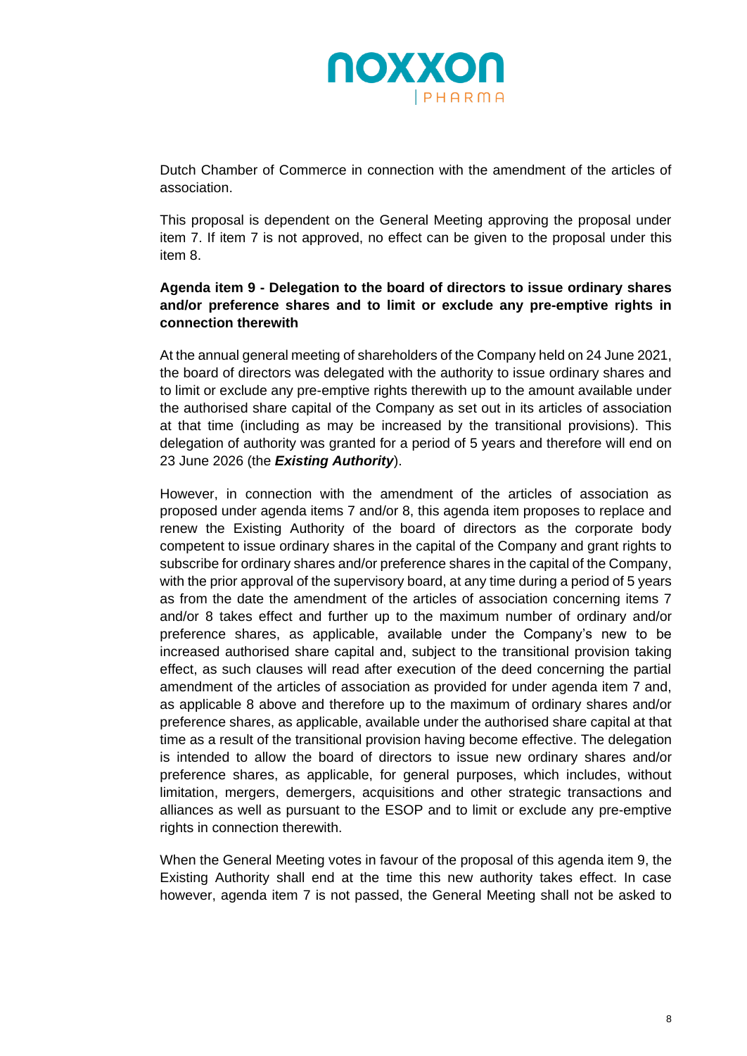Dutch Chamber of Commerce in connection with the amendment of the articles of association.

This proposal is dependent on the General Meeting approving the proposal under item 7. If item 7 is not approved, no effect can be given to the proposal under this item 8.

**Agenda item 9 - Delegation to the board of directors to issue ordinary shares and/or preference shares and to limit or exclude any pre-emptive rights in connection therewith**

At the annual general meeting of shareholders of the Company held on 24 June 2021, the board of directors was delegated with the authority to issue ordinary shares and to limit or exclude any pre-emptive rights therewith up to the amount available under the authorised share capital of the Company as set out in its articles of association at that time (including as may be increased by the transitional provisions). This delegation of authority was granted for a period of 5 years and therefore will end on 23 June 2026 (the ***Existing Authority***).

However, in connection with the amendment of the articles of association as proposed under agenda items 7 and/or 8, this agenda item proposes to replace and renew the Existing Authority of the board of directors as the corporate body competent to issue ordinary shares in the capital of the Company and grant rights to subscribe for ordinary shares and/or preference shares in the capital of the Company, with the prior approval of the supervisory board, at any time during a period of 5 years as from the date the amendment of the articles of association concerning items 7 and/or 8 takes effect and further up to the maximum number of ordinary and/or preference shares, as applicable, available under the Company's new to be increased authorised share capital and, subject to the transitional provision taking effect, as such clauses will read after execution of the deed concerning the partial amendment of the articles of association as provided for under agenda item 7 and, as applicable 8 above and therefore up to the maximum of ordinary shares and/or preference shares, as applicable, available under the authorised share capital at that time as a result of the transitional provision having become effective. The delegation is intended to allow the board of directors to issue new ordinary shares and/or preference shares, as applicable, for general purposes, which includes, without limitation, mergers, demergers, acquisitions and other strategic transactions and alliances as well as pursuant to the ESOP and to limit or exclude any pre-emptive rights in connection therewith.

When the General Meeting votes in favour of the proposal of this agenda item 9, the Existing Authority shall end at the time this new authority takes effect. In case however, agenda item 7 is not passed, the General Meeting shall not be asked to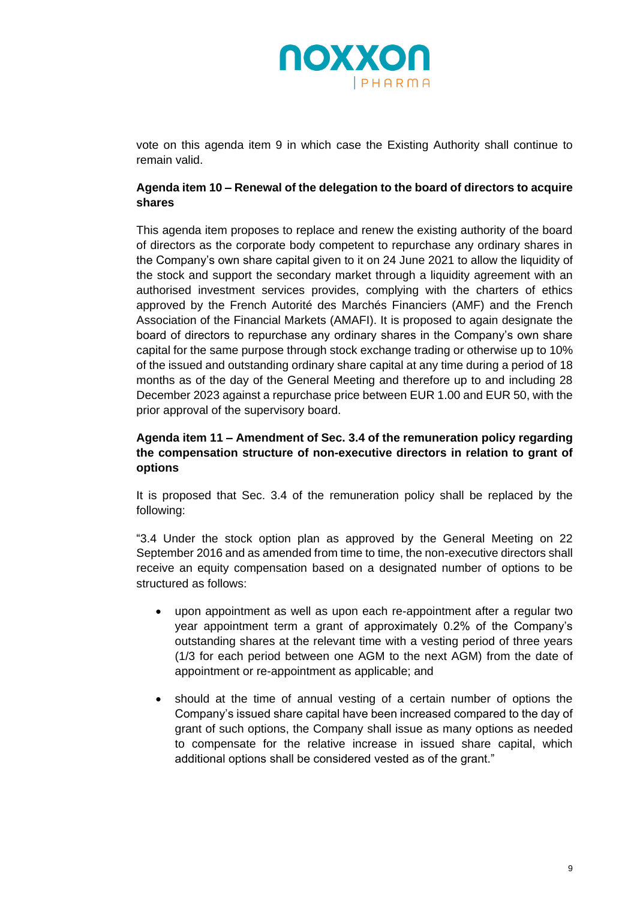vote on this agenda item 9 in which case the Existing Authority shall continue to remain valid.

**Agenda item 10 – Renewal of the delegation to the board of directors to acquire shares**

This agenda item proposes to replace and renew the existing authority of the board of directors as the corporate body competent to repurchase any ordinary shares in the Company's own share capital given to it on 24 June 2021 to allow the liquidity of the stock and support the secondary market through a liquidity agreement with an authorised investment services provides, complying with the charters of ethics approved by the French Autorité des Marchés Financiers (AMF) and the French Association of the Financial Markets (AMAFI). It is proposed to again designate the board of directors to repurchase any ordinary shares in the Company's own share capital for the same purpose through stock exchange trading or otherwise up to 10% of the issued and outstanding ordinary share capital at any time during a period of 18 months as of the day of the General Meeting and therefore up to and including 28 December 2023 against a repurchase price between EUR 1.00 and EUR 50, with the prior approval of the supervisory board.

**Agenda item 11 – Amendment of Sec. 3.4 of the remuneration policy regarding the compensation structure of non-executive directors in relation to grant of options**

It is proposed that Sec. 3.4 of the remuneration policy shall be replaced by the following:

"3.4 Under the stock option plan as approved by the General Meeting on 22 September 2016 and as amended from time to time, the non-executive directors shall receive an equity compensation based on a designated number of options to be structured as follows:

- upon appointment as well as upon each re-appointment after a regular two year appointment term a grant of approximately 0.2% of the Company's outstanding shares at the relevant time with a vesting period of three years (1/3 for each period between one AGM to the next AGM) from the date of appointment or re-appointment as applicable; and
- should at the time of annual vesting of a certain number of options the Company's issued share capital have been increased compared to the day of grant of such options, the Company shall issue as many options as needed to compensate for the relative increase in issued share capital, which additional options shall be considered vested as of the grant."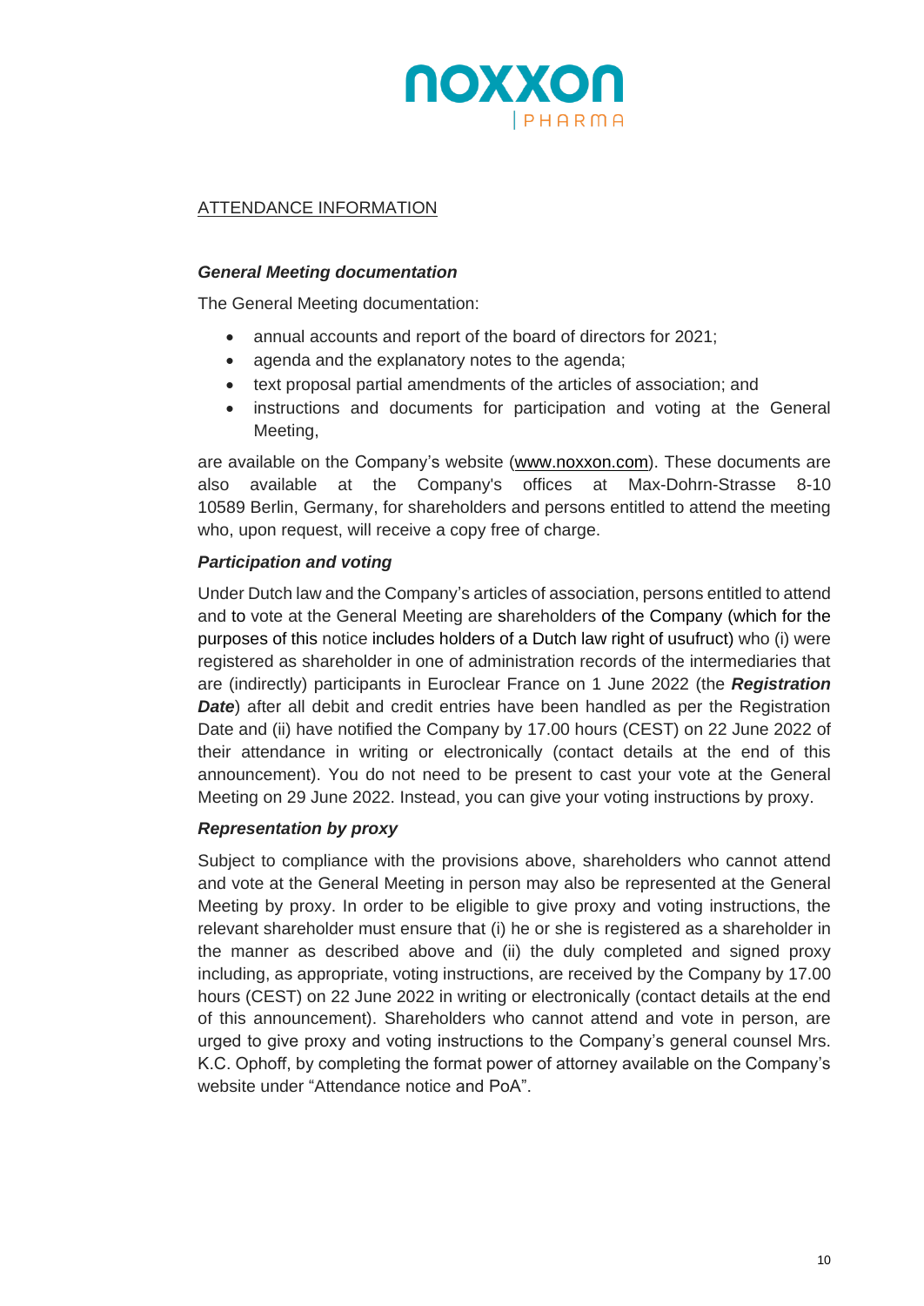## ATTENDANCE INFORMATION

***General Meeting documentation***

The General Meeting documentation:

- annual accounts and report of the board of directors for 2021;
- agenda and the explanatory notes to the agenda;
- text proposal partial amendments of the articles of association; and
- instructions and documents for participation and voting at the General Meeting,

are available on the Company's website (www.noxxon.com). These documents are also available at the Company's offices at Max-Dohrn-Strasse 8-10 10589 Berlin, Germany, for shareholders and persons entitled to attend the meeting who, upon request, will receive a copy free of charge.

***Participation and voting***

Under Dutch law and the Company's articles of association, persons entitled to attend and to vote at the General Meeting are shareholders of the Company (which for the purposes of this notice includes holders of a Dutch law right of usufruct) who (i) were registered as shareholder in one of administration records of the intermediaries that are (indirectly) participants in Euroclear France on 1 June 2022 (the ***Registration Date***) after all debit and credit entries have been handled as per the Registration Date and (ii) have notified the Company by 17.00 hours (CEST) on 22 June 2022 of their attendance in writing or electronically (contact details at the end of this announcement). You do not need to be present to cast your vote at the General Meeting on 29 June 2022. Instead, you can give your voting instructions by proxy.

***Representation by proxy***

Subject to compliance with the provisions above, shareholders who cannot attend and vote at the General Meeting in person may also be represented at the General Meeting by proxy. In order to be eligible to give proxy and voting instructions, the relevant shareholder must ensure that (i) he or she is registered as a shareholder in the manner as described above and (ii) the duly completed and signed proxy including, as appropriate, voting instructions, are received by the Company by 17.00 hours (CEST) on 22 June 2022 in writing or electronically (contact details at the end of this announcement). Shareholders who cannot attend and vote in person, are urged to give proxy and voting instructions to the Company's general counsel Mrs. K.C. Ophoff, by completing the format power of attorney available on the Company's website under "Attendance notice and PoA".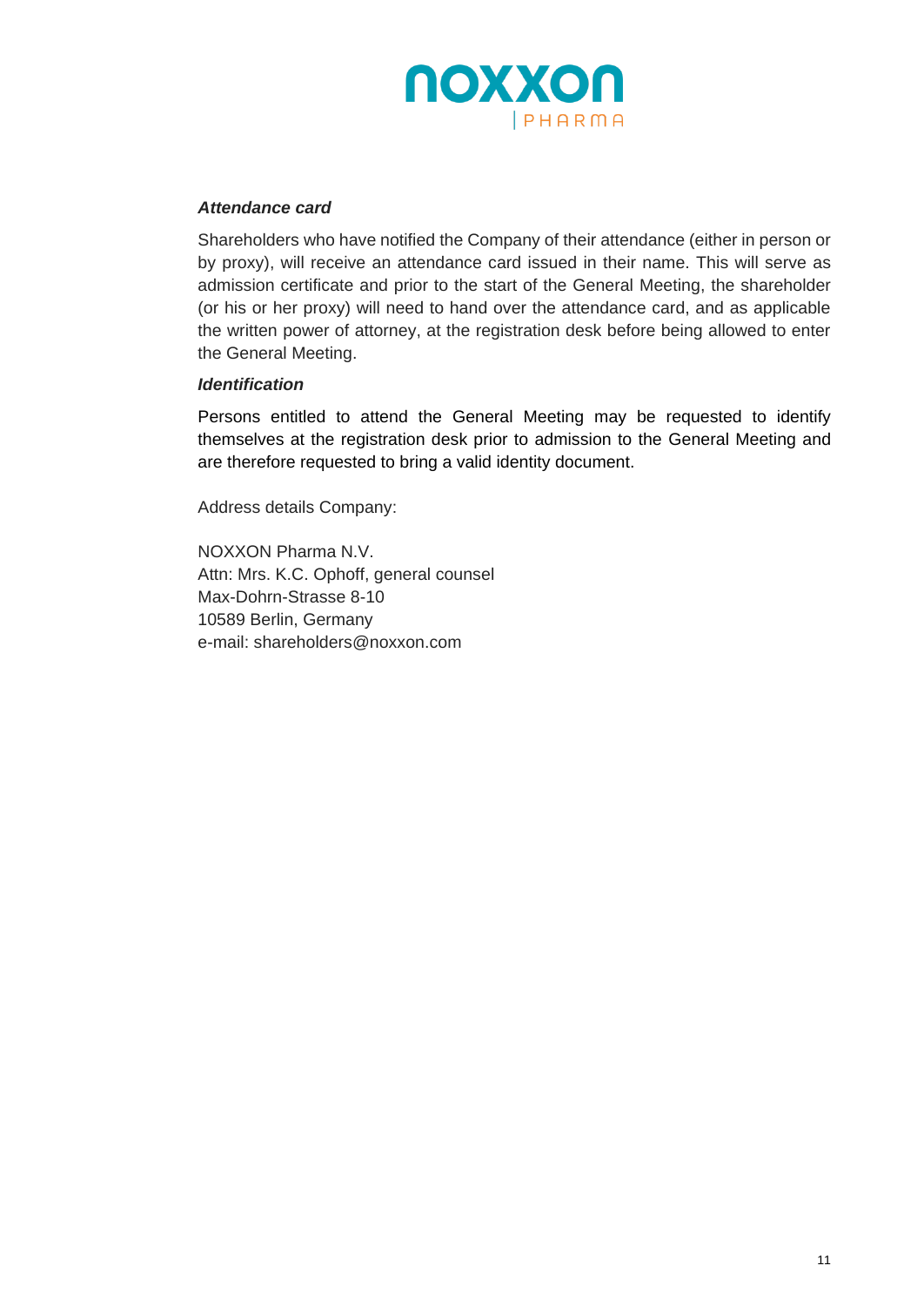***Attendance card***

Shareholders who have notified the Company of their attendance (either in person or by proxy), will receive an attendance card issued in their name. This will serve as admission certificate and prior to the start of the General Meeting, the shareholder (or his or her proxy) will need to hand over the attendance card, and as applicable the written power of attorney, at the registration desk before being allowed to enter the General Meeting.

***Identification***

Persons entitled to attend the General Meeting may be requested to identify themselves at the registration desk prior to admission to the General Meeting and are therefore requested to bring a valid identity document.

Address details Company:

NOXXON Pharma N.V.
Attn: Mrs. K.C. Ophoff, general counsel
Max-Dohrn-Strasse 8-10
10589 Berlin, Germany
e-mail: shareholders@noxxon.com